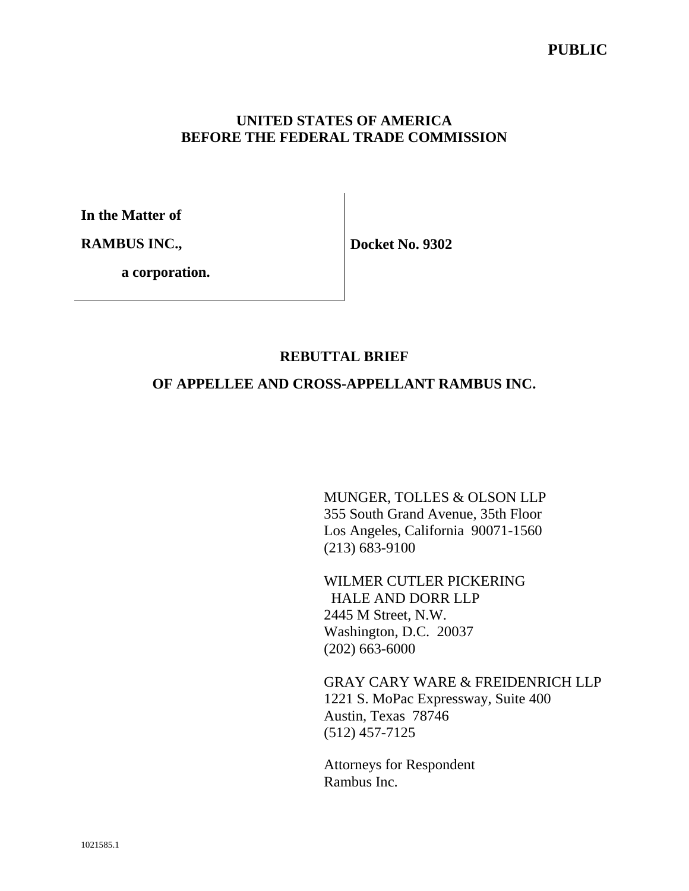**PUBLIC**

**UNITED STATES OF AMERICA**
**BEFORE THE FEDERAL TRADE COMMISSION**

| | |
|---|---|
| **In the Matter of** | |
| **RAMBUS INC.,** | **Docket No. 9302** |
| **a corporation.** | |

**REBUTTAL BRIEF**

**OF APPELLEE AND CROSS-APPELLANT RAMBUS INC.**

MUNGER, TOLLES & OLSON LLP
355 South Grand Avenue, 35th Floor
Los Angeles, California 90071-1560
(213) 683-9100

WILMER CUTLER PICKERING
HALE AND DORR LLP
2445 M Street, N.W.
Washington, D.C. 20037
(202) 663-6000

GRAY CARY WARE & FREIDENRICH LLP
1221 S. MoPac Expressway, Suite 400
Austin, Texas 78746
(512) 457-7125

Attorneys for Respondent
Rambus Inc.

1021585.1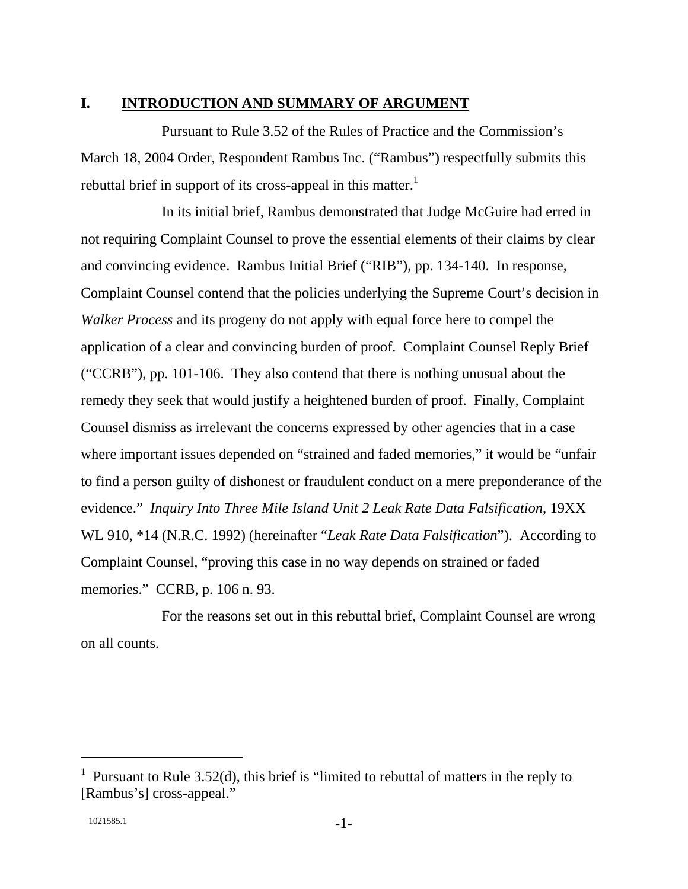## I. INTRODUCTION AND SUMMARY OF ARGUMENT

Pursuant to Rule 3.52 of the Rules of Practice and the Commission's March 18, 2004 Order, Respondent Rambus Inc. ("Rambus") respectfully submits this rebuttal brief in support of its cross-appeal in this matter.[1]

In its initial brief, Rambus demonstrated that Judge McGuire had erred in not requiring Complaint Counsel to prove the essential elements of their claims by clear and convincing evidence. Rambus Initial Brief ("RIB"), pp. 134-140. In response, Complaint Counsel contend that the policies underlying the Supreme Court's decision in *Walker Process* and its progeny do not apply with equal force here to compel the application of a clear and convincing burden of proof. Complaint Counsel Reply Brief ("CCRB"), pp. 101-106. They also contend that there is nothing unusual about the remedy they seek that would justify a heightened burden of proof. Finally, Complaint Counsel dismiss as irrelevant the concerns expressed by other agencies that in a case where important issues depended on "strained and faded memories," it would be "unfair to find a person guilty of dishonest or fraudulent conduct on a mere preponderance of the evidence." *Inquiry Into Three Mile Island Unit 2 Leak Rate Data Falsification*, 19XX WL 910, *14 (N.R.C. 1992) (hereinafter "*Leak Rate Data Falsification*"). According to Complaint Counsel, "proving this case in no way depends on strained or faded memories." CCRB, p. 106 n. 93.

For the reasons set out in this rebuttal brief, Complaint Counsel are wrong on all counts.

---

[1] Pursuant to Rule 3.52(d), this brief is "limited to rebuttal of matters in the reply to [Rambus's] cross-appeal."

1021585.1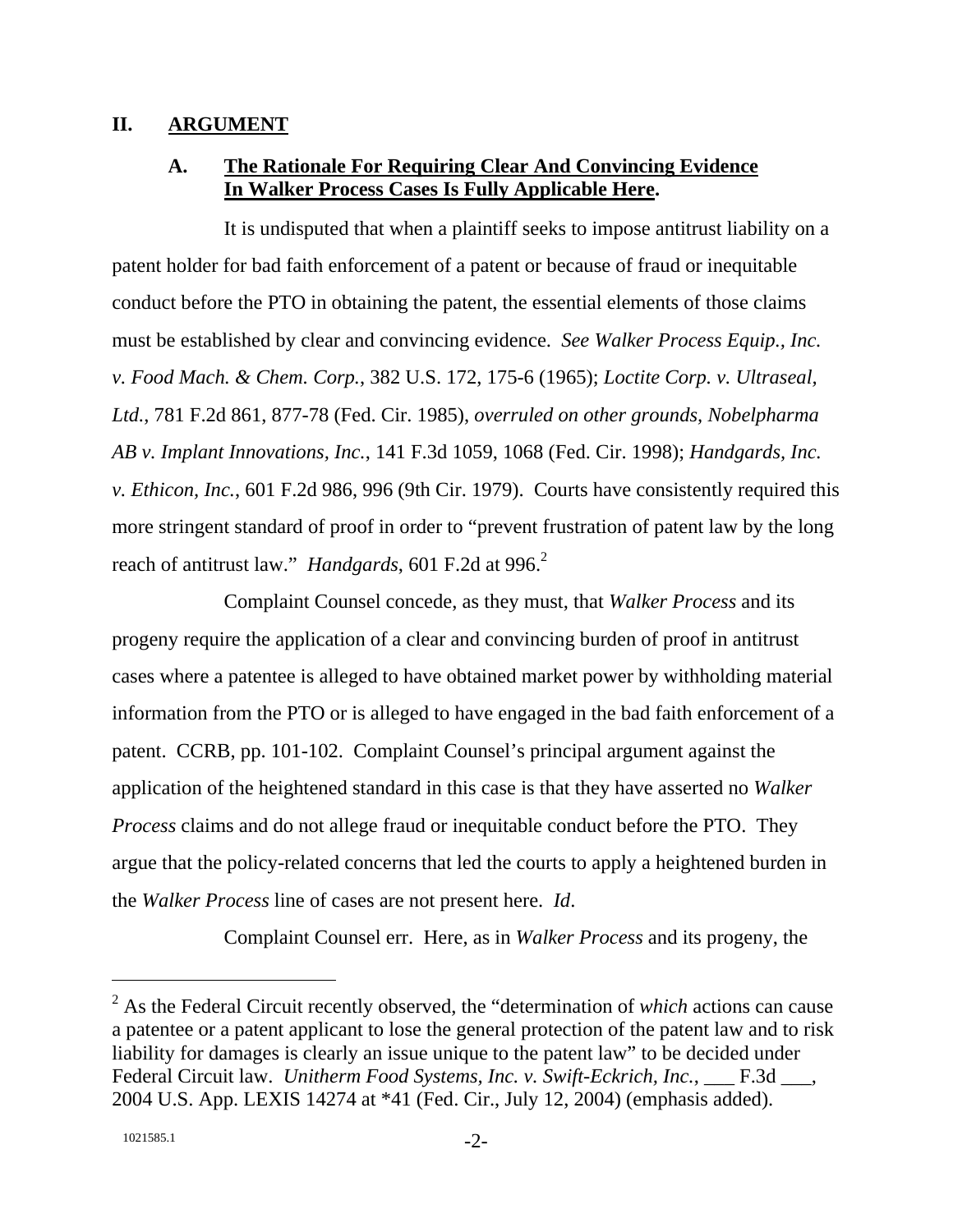## II. ARGUMENT

### A. The Rationale For Requiring Clear And Convincing Evidence In Walker Process Cases Is Fully Applicable Here.

It is undisputed that when a plaintiff seeks to impose antitrust liability on a patent holder for bad faith enforcement of a patent or because of fraud or inequitable conduct before the PTO in obtaining the patent, the essential elements of those claims must be established by clear and convincing evidence. *See Walker Process Equip., Inc. v. Food Mach. & Chem. Corp.*, 382 U.S. 172, 175-6 (1965); *Loctite Corp. v. Ultraseal, Ltd.*, 781 F.2d 861, 877-78 (Fed. Cir. 1985), *overruled on other grounds, Nobelpharma AB v. Implant Innovations, Inc.*, 141 F.3d 1059, 1068 (Fed. Cir. 1998); *Handgards, Inc. v. Ethicon, Inc.*, 601 F.2d 986, 996 (9th Cir. 1979). Courts have consistently required this more stringent standard of proof in order to "prevent frustration of patent law by the long reach of antitrust law." *Handgards*, 601 F.2d at 996.[2]

Complaint Counsel concede, as they must, that *Walker Process* and its progeny require the application of a clear and convincing burden of proof in antitrust cases where a patentee is alleged to have obtained market power by withholding material information from the PTO or is alleged to have engaged in the bad faith enforcement of a patent. CCRB, pp. 101-102. Complaint Counsel's principal argument against the application of the heightened standard in this case is that they have asserted no *Walker Process* claims and do not allege fraud or inequitable conduct before the PTO. They argue that the policy-related concerns that led the courts to apply a heightened burden in the *Walker Process* line of cases are not present here. *Id*.

Complaint Counsel err. Here, as in *Walker Process* and its progeny, the

[2] As the Federal Circuit recently observed, the "determination of *which* actions can cause a patentee or a patent applicant to lose the general protection of the patent law and to risk liability for damages is clearly an issue unique to the patent law" to be decided under Federal Circuit law. *Unitherm Food Systems, Inc. v. Swift-Eckrich, Inc.*, ___ F.3d ___, 2004 U.S. App. LEXIS 14274 at *41 (Fed. Cir., July 12, 2004) (emphasis added).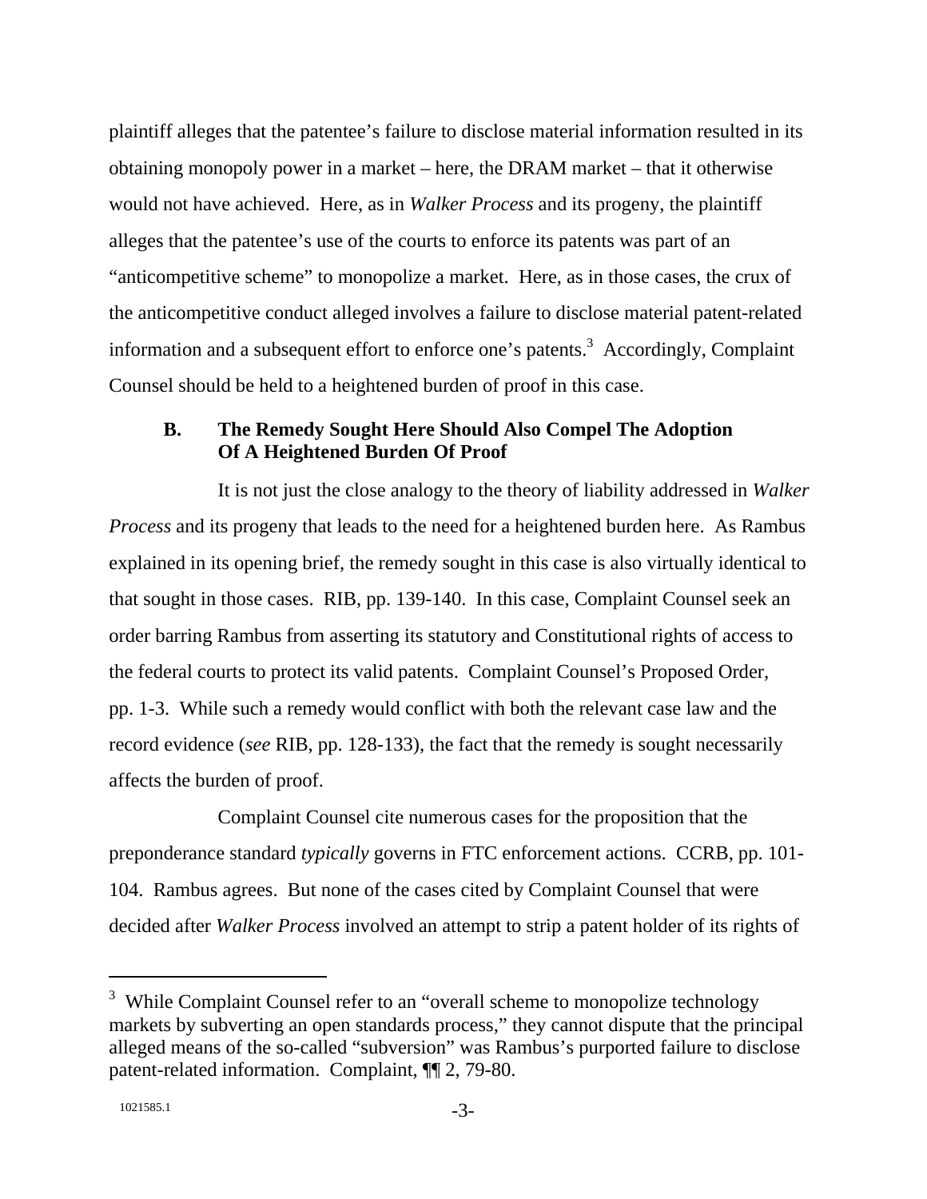plaintiff alleges that the patentee's failure to disclose material information resulted in its obtaining monopoly power in a market – here, the DRAM market – that it otherwise would not have achieved. Here, as in *Walker Process* and its progeny, the plaintiff alleges that the patentee's use of the courts to enforce its patents was part of an "anticompetitive scheme" to monopolize a market. Here, as in those cases, the crux of the anticompetitive conduct alleged involves a failure to disclose material patent-related information and a subsequent effort to enforce one's patents.[3] Accordingly, Complaint Counsel should be held to a heightened burden of proof in this case.

### B. The Remedy Sought Here Should Also Compel The Adoption Of A Heightened Burden Of Proof

It is not just the close analogy to the theory of liability addressed in *Walker Process* and its progeny that leads to the need for a heightened burden here. As Rambus explained in its opening brief, the remedy sought in this case is also virtually identical to that sought in those cases. RIB, pp. 139-140. In this case, Complaint Counsel seek an order barring Rambus from asserting its statutory and Constitutional rights of access to the federal courts to protect its valid patents. Complaint Counsel's Proposed Order, pp. 1-3. While such a remedy would conflict with both the relevant case law and the record evidence (*see* RIB, pp. 128-133), the fact that the remedy is sought necessarily affects the burden of proof.

Complaint Counsel cite numerous cases for the proposition that the preponderance standard *typically* governs in FTC enforcement actions. CCRB, pp. 101-104. Rambus agrees. But none of the cases cited by Complaint Counsel that were decided after *Walker Process* involved an attempt to strip a patent holder of its rights of

---

[3] While Complaint Counsel refer to an "overall scheme to monopolize technology markets by subverting an open standards process," they cannot dispute that the principal alleged means of the so-called "subversion" was Rambus's purported failure to disclose patent-related information. Complaint, ¶¶ 2, 79-80.

1021585.1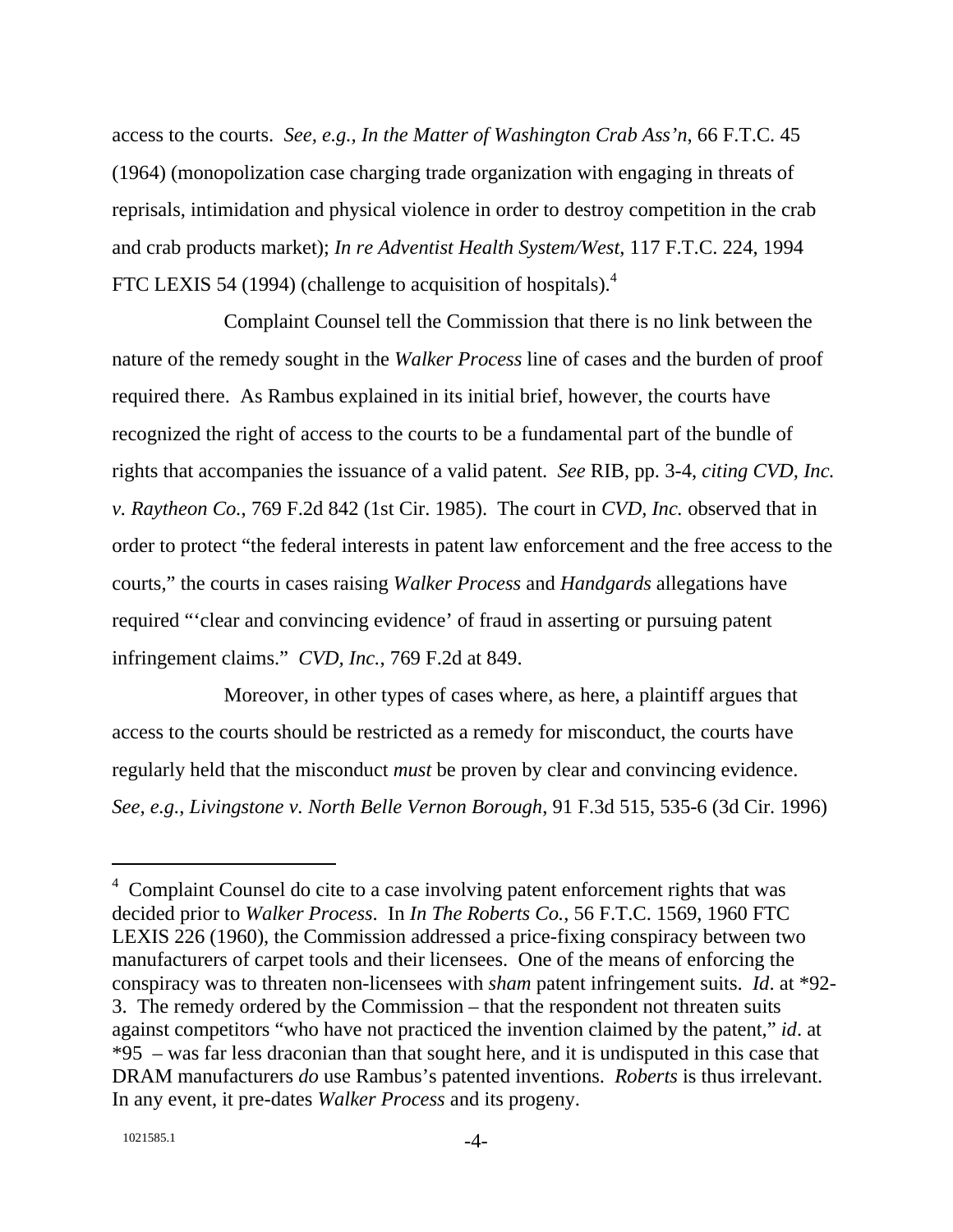access to the courts. *See, e.g., In the Matter of Washington Crab Ass'n*, 66 F.T.C. 45 (1964) (monopolization case charging trade organization with engaging in threats of reprisals, intimidation and physical violence in order to destroy competition in the crab and crab products market); *In re Adventist Health System/West*, 117 F.T.C. 224, 1994 FTC LEXIS 54 (1994) (challenge to acquisition of hospitals).[4]

Complaint Counsel tell the Commission that there is no link between the nature of the remedy sought in the *Walker Process* line of cases and the burden of proof required there. As Rambus explained in its initial brief, however, the courts have recognized the right of access to the courts to be a fundamental part of the bundle of rights that accompanies the issuance of a valid patent. *See* RIB, pp. 3-4, *citing CVD, Inc. v. Raytheon Co.*, 769 F.2d 842 (1st Cir. 1985). The court in *CVD, Inc.* observed that in order to protect "the federal interests in patent law enforcement and the free access to the courts," the courts in cases raising *Walker Process* and *Handgards* allegations have required "'clear and convincing evidence' of fraud in asserting or pursuing patent infringement claims." *CVD, Inc.*, 769 F.2d at 849.

Moreover, in other types of cases where, as here, a plaintiff argues that access to the courts should be restricted as a remedy for misconduct, the courts have regularly held that the misconduct *must* be proven by clear and convincing evidence. *See, e.g., Livingstone v. North Belle Vernon Borough*, 91 F.3d 515, 535-6 (3d Cir. 1996)

---

[4] Complaint Counsel do cite to a case involving patent enforcement rights that was decided prior to *Walker Process*. In *In The Roberts Co.*, 56 F.T.C. 1569, 1960 FTC LEXIS 226 (1960), the Commission addressed a price-fixing conspiracy between two manufacturers of carpet tools and their licensees. One of the means of enforcing the conspiracy was to threaten non-licensees with *sham* patent infringement suits. *Id*. at *92-3. The remedy ordered by the Commission – that the respondent not threaten suits against competitors "who have not practiced the invention claimed by the patent," *id*. at *95 – was far less draconian than that sought here, and it is undisputed in this case that DRAM manufacturers *do* use Rambus's patented inventions. *Roberts* is thus irrelevant. In any event, it pre-dates *Walker Process* and its progeny.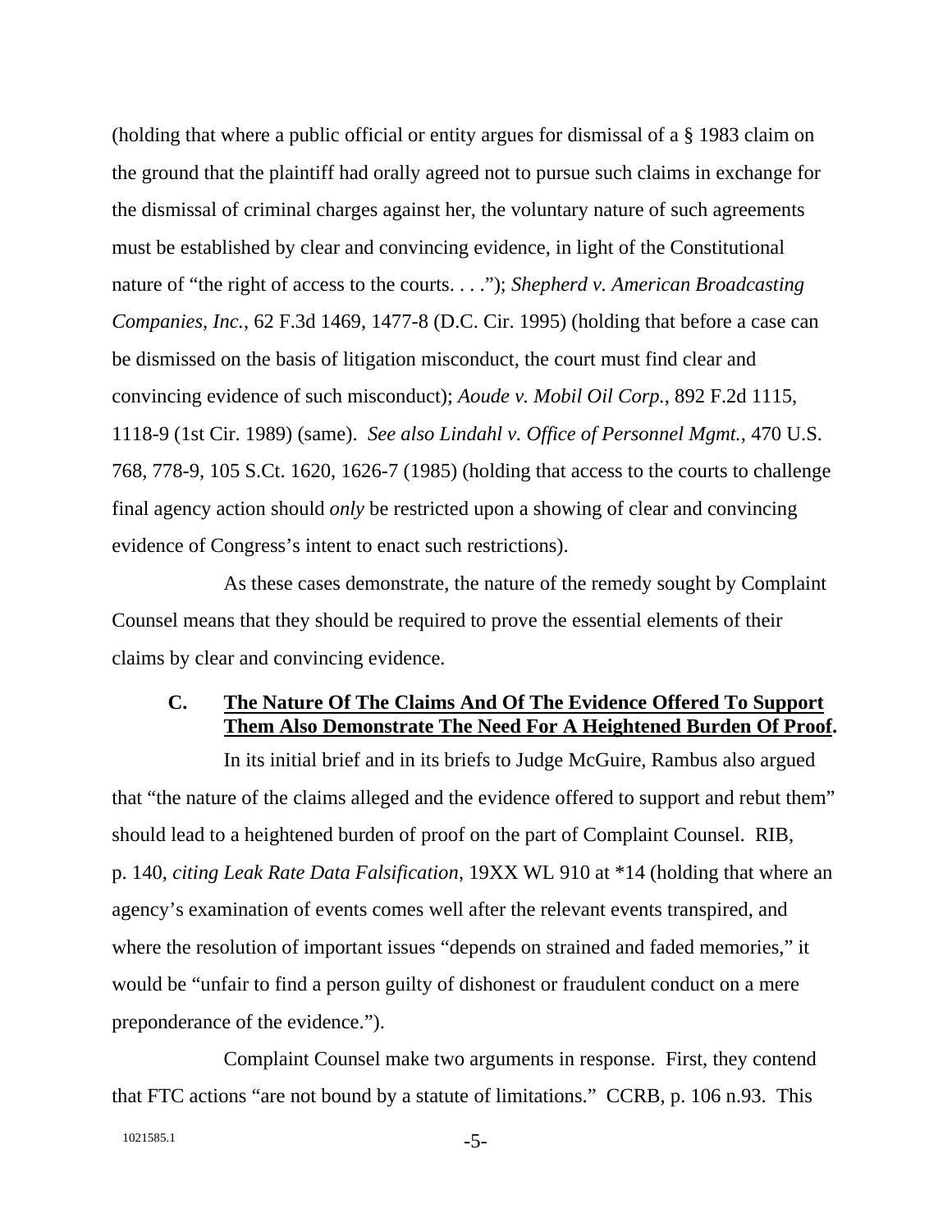(holding that where a public official or entity argues for dismissal of a § 1983 claim on the ground that the plaintiff had orally agreed not to pursue such claims in exchange for the dismissal of criminal charges against her, the voluntary nature of such agreements must be established by clear and convincing evidence, in light of the Constitutional nature of "the right of access to the courts. . . ."); *Shepherd v. American Broadcasting Companies, Inc.*, 62 F.3d 1469, 1477-8 (D.C. Cir. 1995) (holding that before a case can be dismissed on the basis of litigation misconduct, the court must find clear and convincing evidence of such misconduct); *Aoude v. Mobil Oil Corp.*, 892 F.2d 1115, 1118-9 (1st Cir. 1989) (same). *See also Lindahl v. Office of Personnel Mgmt.*, 470 U.S. 768, 778-9, 105 S.Ct. 1620, 1626-7 (1985) (holding that access to the courts to challenge final agency action should *only* be restricted upon a showing of clear and convincing evidence of Congress's intent to enact such restrictions).

As these cases demonstrate, the nature of the remedy sought by Complaint Counsel means that they should be required to prove the essential elements of their claims by clear and convincing evidence.

### C. The Nature Of The Claims And Of The Evidence Offered To Support Them Also Demonstrate The Need For A Heightened Burden Of Proof.

In its initial brief and in its briefs to Judge McGuire, Rambus also argued that "the nature of the claims alleged and the evidence offered to support and rebut them" should lead to a heightened burden of proof on the part of Complaint Counsel. RIB, p. 140, *citing Leak Rate Data Falsification*, 19XX WL 910 at *14 (holding that where an agency's examination of events comes well after the relevant events transpired, and where the resolution of important issues "depends on strained and faded memories," it would be "unfair to find a person guilty of dishonest or fraudulent conduct on a mere preponderance of the evidence.").

Complaint Counsel make two arguments in response. First, they contend that FTC actions "are not bound by a statute of limitations." CCRB, p. 106 n.93. This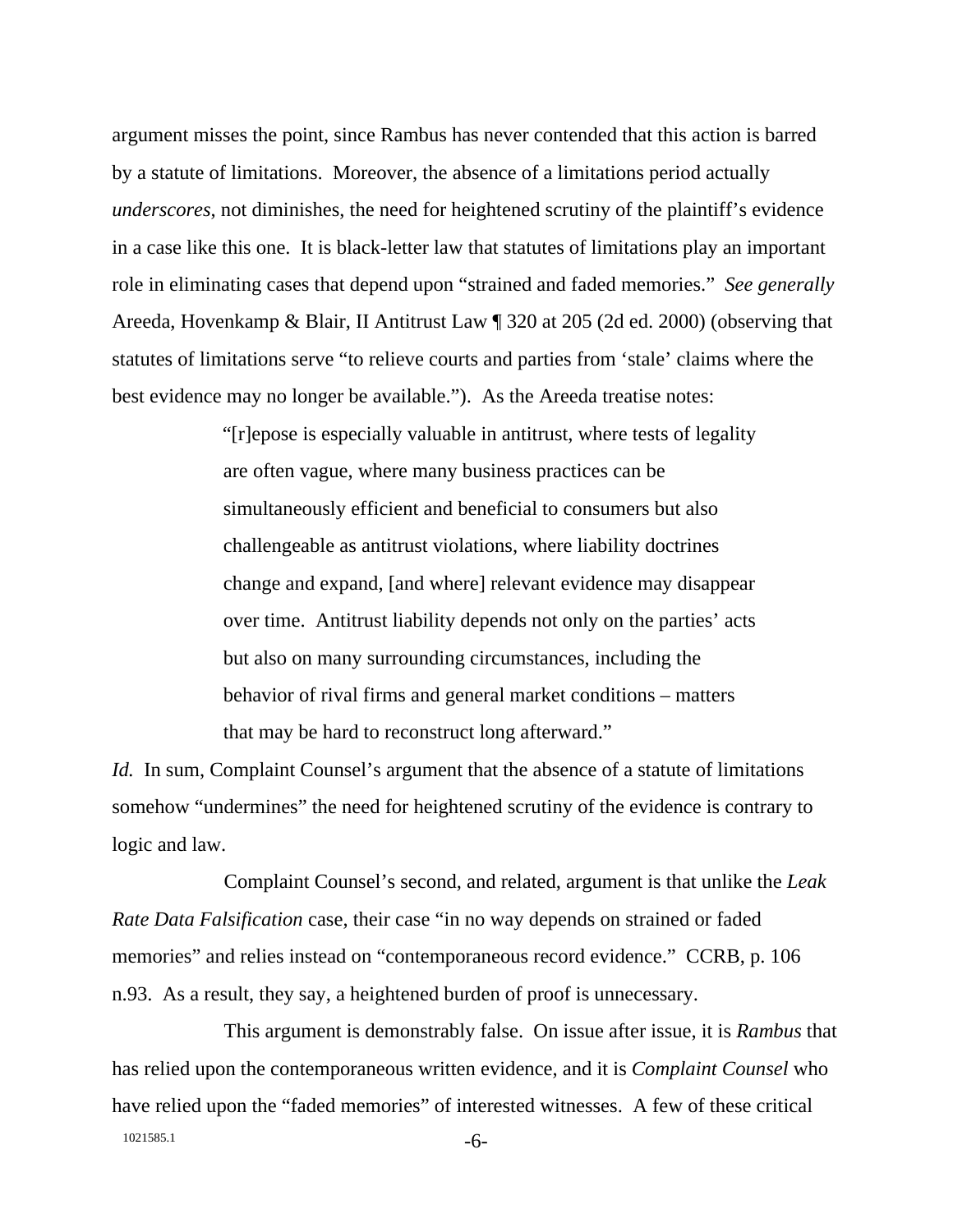argument misses the point, since Rambus has never contended that this action is barred by a statute of limitations. Moreover, the absence of a limitations period actually *underscores*, not diminishes, the need for heightened scrutiny of the plaintiff's evidence in a case like this one. It is black-letter law that statutes of limitations play an important role in eliminating cases that depend upon "strained and faded memories." *See generally* Areeda, Hovenkamp & Blair, II Antitrust Law ¶ 320 at 205 (2d ed. 2000) (observing that statutes of limitations serve "to relieve courts and parties from 'stale' claims where the best evidence may no longer be available."). As the Areeda treatise notes:

> "[r]epose is especially valuable in antitrust, where tests of legality are often vague, where many business practices can be simultaneously efficient and beneficial to consumers but also challengeable as antitrust violations, where liability doctrines change and expand, [and where] relevant evidence may disappear over time. Antitrust liability depends not only on the parties' acts but also on many surrounding circumstances, including the behavior of rival firms and general market conditions – matters that may be hard to reconstruct long afterward."

*Id.* In sum, Complaint Counsel's argument that the absence of a statute of limitations somehow "undermines" the need for heightened scrutiny of the evidence is contrary to logic and law.

Complaint Counsel's second, and related, argument is that unlike the *Leak Rate Data Falsification* case, their case "in no way depends on strained or faded memories" and relies instead on "contemporaneous record evidence." CCRB, p. 106 n.93. As a result, they say, a heightened burden of proof is unnecessary.

This argument is demonstrably false. On issue after issue, it is *Rambus* that has relied upon the contemporaneous written evidence, and it is *Complaint Counsel* who have relied upon the "faded memories" of interested witnesses. A few of these critical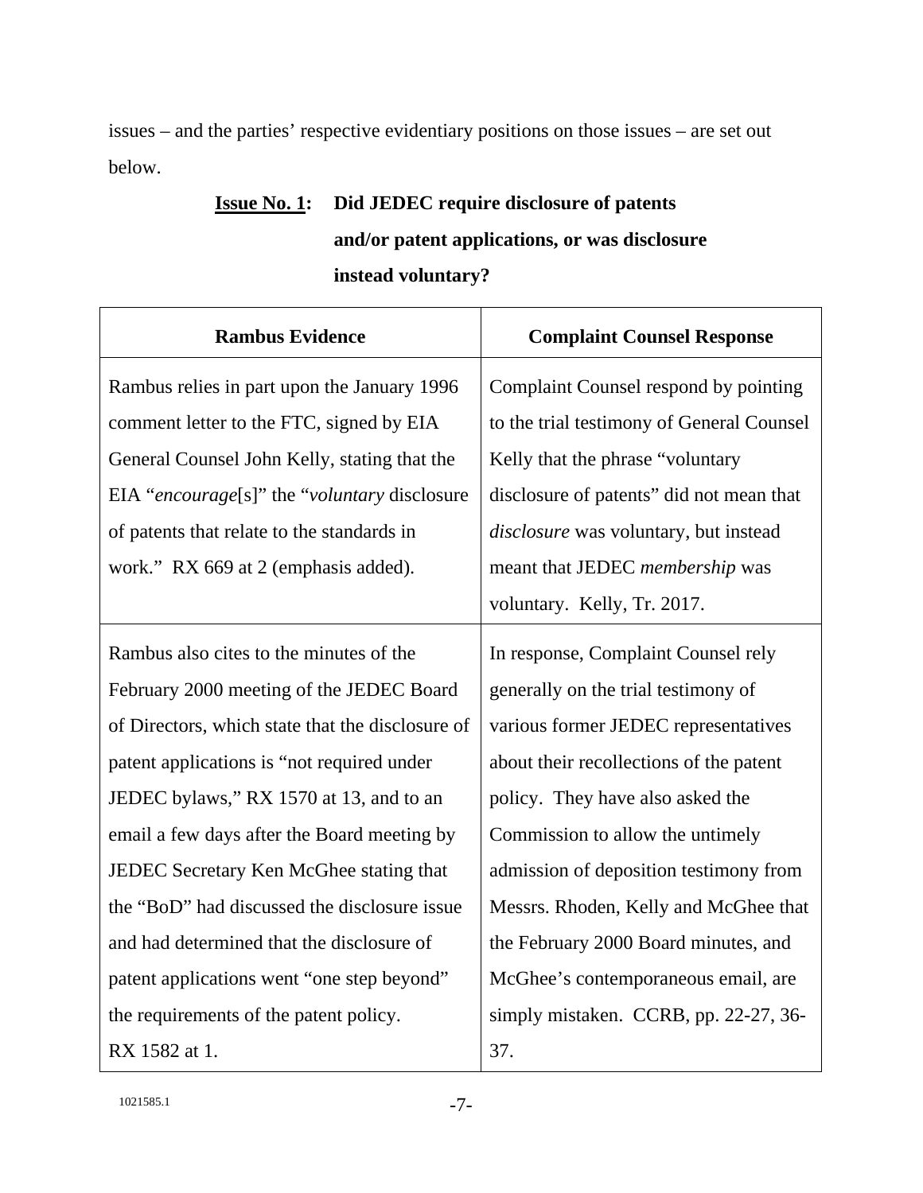issues – and the parties' respective evidentiary positions on those issues – are set out below.

**<u>Issue No. 1</u>: Did JEDEC require disclosure of patents and/or patent applications, or was disclosure instead voluntary?**

| Rambus Evidence | Complaint Counsel Response |
|---|---|
| Rambus relies in part upon the January 1996 comment letter to the FTC, signed by EIA General Counsel John Kelly, stating that the EIA "*encourage*[s]" the "*voluntary* disclosure of patents that relate to the standards in work." RX 669 at 2 (emphasis added). | Complaint Counsel respond by pointing to the trial testimony of General Counsel Kelly that the phrase "voluntary disclosure of patents" did not mean that *disclosure* was voluntary, but instead meant that JEDEC *membership* was voluntary. Kelly, Tr. 2017. |
| Rambus also cites to the minutes of the February 2000 meeting of the JEDEC Board of Directors, which state that the disclosure of patent applications is "not required under JEDEC bylaws," RX 1570 at 13, and to an email a few days after the Board meeting by JEDEC Secretary Ken McGhee stating that the "BoD" had discussed the disclosure issue and had determined that the disclosure of patent applications went "one step beyond" the requirements of the patent policy. RX 1582 at 1. | In response, Complaint Counsel rely generally on the trial testimony of various former JEDEC representatives about their recollections of the patent policy. They have also asked the Commission to allow the untimely admission of deposition testimony from Messrs. Rhoden, Kelly and McGhee that the February 2000 Board minutes, and McGhee's contemporaneous email, are simply mistaken. CCRB, pp. 22-27, 36-37. |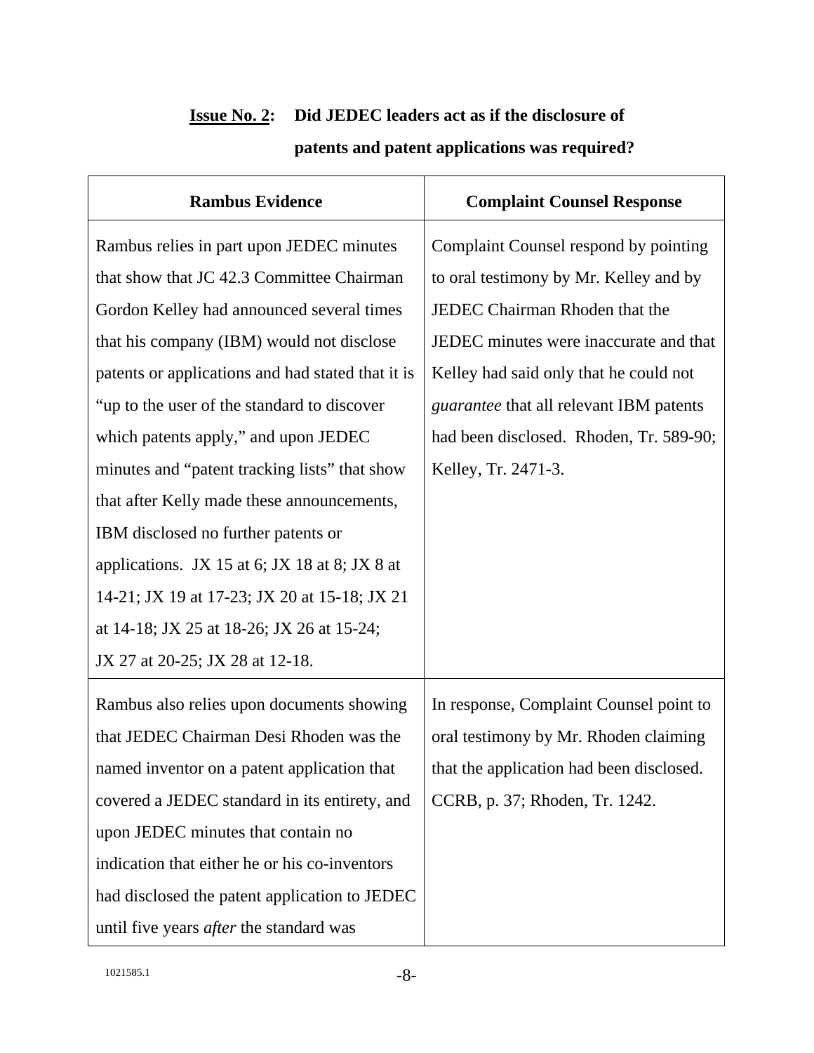**Issue No. 2: Did JEDEC leaders act as if the disclosure of patents and patent applications was required?**

| Rambus Evidence | Complaint Counsel Response |
|---|---|
| Rambus relies in part upon JEDEC minutes that show that JC 42.3 Committee Chairman Gordon Kelley had announced several times that his company (IBM) would not disclose patents or applications and had stated that it is "up to the user of the standard to discover which patents apply," and upon JEDEC minutes and "patent tracking lists" that show that after Kelly made these announcements, IBM disclosed no further patents or applications. JX 15 at 6; JX 18 at 8; JX 8 at 14-21; JX 19 at 17-23; JX 20 at 15-18; JX 21 at 14-18; JX 25 at 18-26; JX 26 at 15-24; JX 27 at 20-25; JX 28 at 12-18. | Complaint Counsel respond by pointing to oral testimony by Mr. Kelley and by JEDEC Chairman Rhoden that the JEDEC minutes were inaccurate and that Kelley had said only that he could not *guarantee* that all relevant IBM patents had been disclosed. Rhoden, Tr. 589-90; Kelley, Tr. 2471-3. |
| Rambus also relies upon documents showing that JEDEC Chairman Desi Rhoden was the named inventor on a patent application that covered a JEDEC standard in its entirety, and upon JEDEC minutes that contain no indication that either he or his co-inventors had disclosed the patent application to JEDEC until five years *after* the standard was | In response, Complaint Counsel point to oral testimony by Mr. Rhoden claiming that the application had been disclosed. CCRB, p. 37; Rhoden, Tr. 1242. |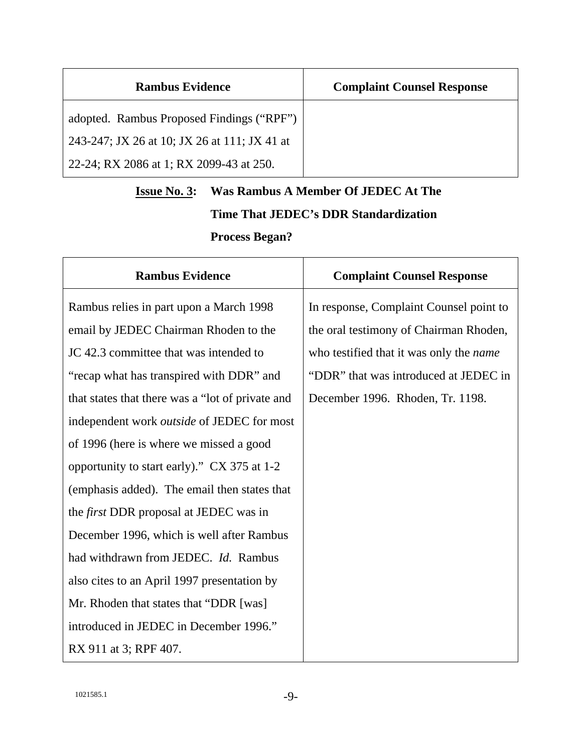| Rambus Evidence | Complaint Counsel Response |
| --- | --- |
| adopted. Rambus Proposed Findings ("RPF") 243-247; JX 26 at 10; JX 26 at 111; JX 41 at 22-24; RX 2086 at 1; RX 2099-43 at 250. | |

**Issue No. 3: Was Rambus A Member Of JEDEC At The Time That JEDEC's DDR Standardization Process Began?**

| Rambus Evidence | Complaint Counsel Response |
| --- | --- |
| Rambus relies in part upon a March 1998 email by JEDEC Chairman Rhoden to the JC 42.3 committee that was intended to "recap what has transpired with DDR" and that states that there was a "lot of private and independent work *outside* of JEDEC for most of 1996 (here is where we missed a good opportunity to start early)." CX 375 at 1-2 (emphasis added). The email then states that the *first* DDR proposal at JEDEC was in December 1996, which is well after Rambus had withdrawn from JEDEC. *Id.* Rambus also cites to an April 1997 presentation by Mr. Rhoden that states that "DDR [was] introduced in JEDEC in December 1996." RX 911 at 3; RPF 407. | In response, Complaint Counsel point to the oral testimony of Chairman Rhoden, who testified that it was only the *name* "DDR" that was introduced at JEDEC in December 1996. Rhoden, Tr. 1198. |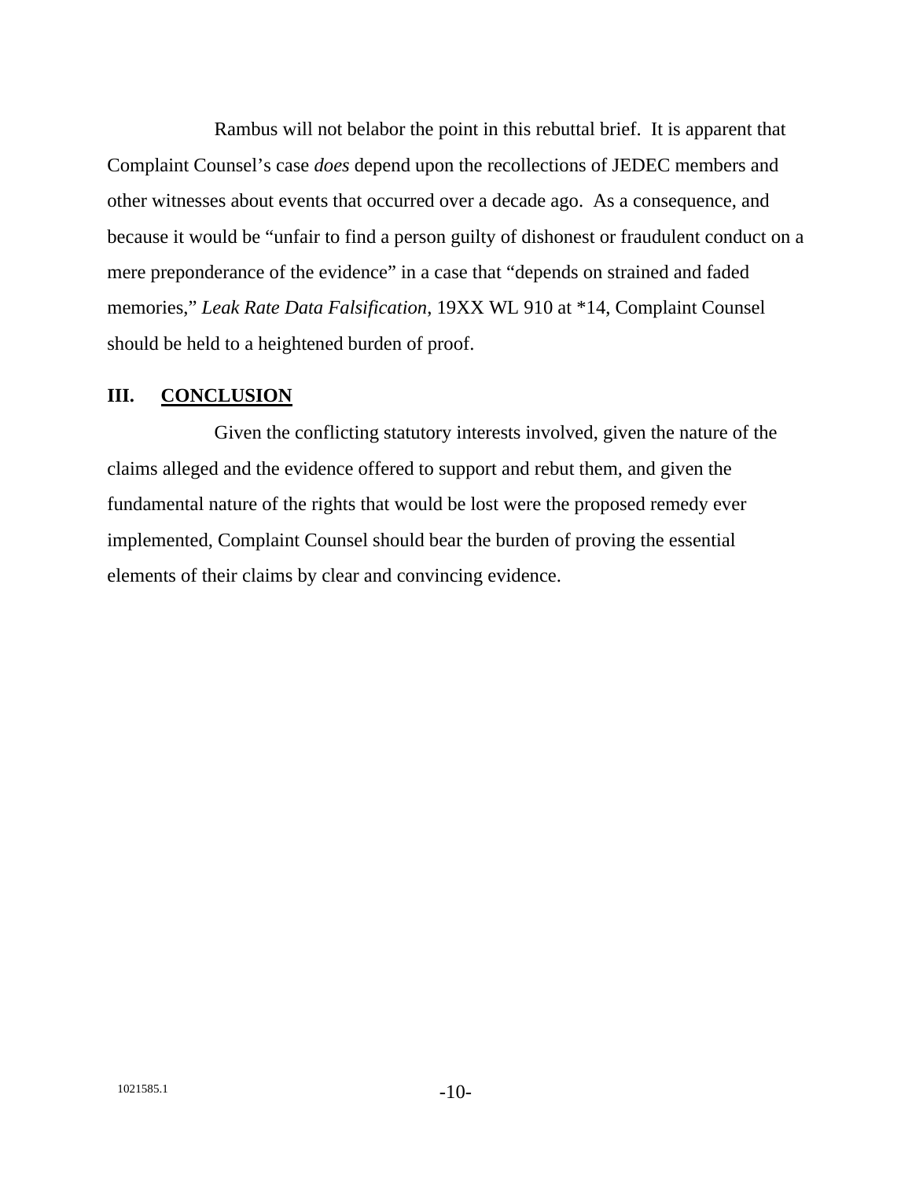Rambus will not belabor the point in this rebuttal brief. It is apparent that Complaint Counsel's case *does* depend upon the recollections of JEDEC members and other witnesses about events that occurred over a decade ago. As a consequence, and because it would be "unfair to find a person guilty of dishonest or fraudulent conduct on a mere preponderance of the evidence" in a case that "depends on strained and faded memories," *Leak Rate Data Falsification*, 19XX WL 910 at *14, Complaint Counsel should be held to a heightened burden of proof.

## III. CONCLUSION

Given the conflicting statutory interests involved, given the nature of the claims alleged and the evidence offered to support and rebut them, and given the fundamental nature of the rights that would be lost were the proposed remedy ever implemented, Complaint Counsel should bear the burden of proving the essential elements of their claims by clear and convincing evidence.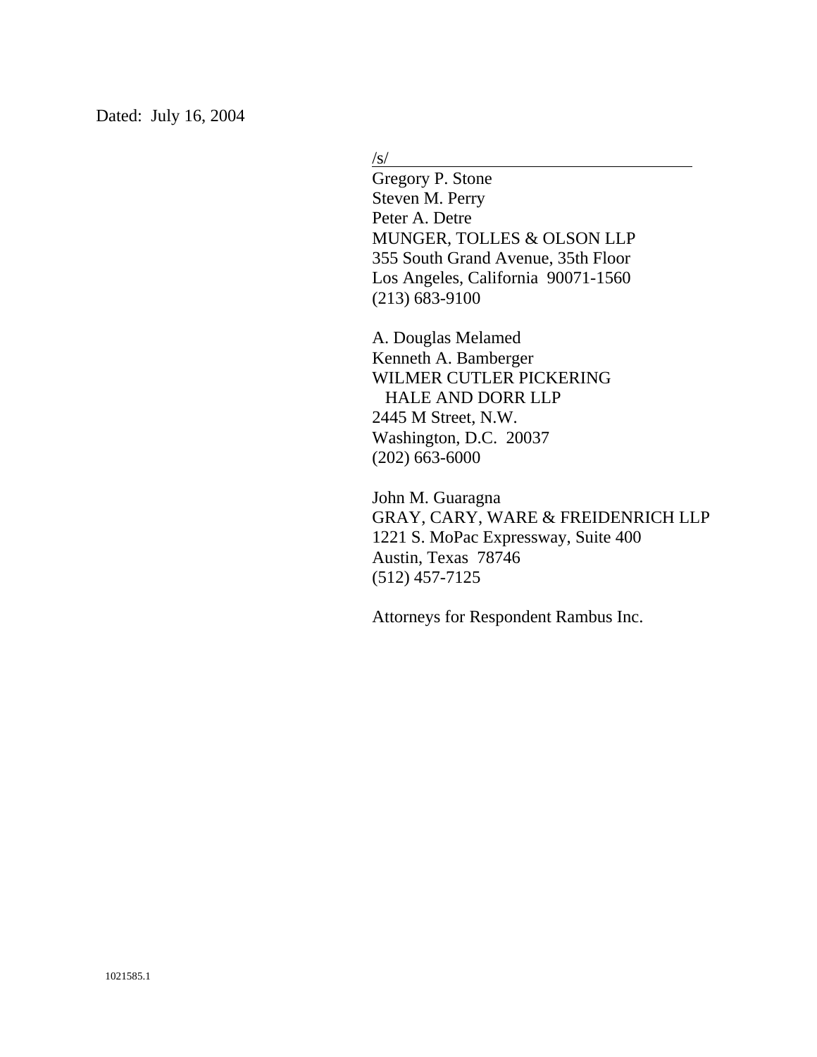Dated: July 16, 2004

/s/

Gregory P. Stone
Steven M. Perry
Peter A. Detre
MUNGER, TOLLES & OLSON LLP
355 South Grand Avenue, 35th Floor
Los Angeles, California 90071-1560
(213) 683-9100

A. Douglas Melamed
Kenneth A. Bamberger
WILMER CUTLER PICKERING
HALE AND DORR LLP
2445 M Street, N.W.
Washington, D.C. 20037
(202) 663-6000

John M. Guaragna
GRAY, CARY, WARE & FREIDENRICH LLP
1221 S. MoPac Expressway, Suite 400
Austin, Texas 78746
(512) 457-7125

Attorneys for Respondent Rambus Inc.

1021585.1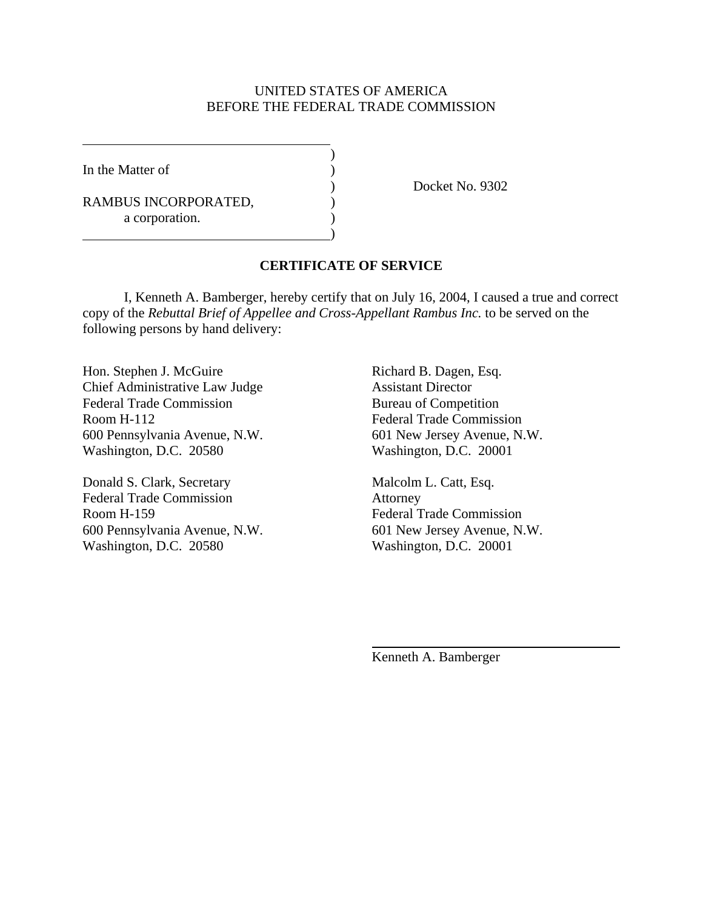UNITED STATES OF AMERICA
BEFORE THE FEDERAL TRADE COMMISSION

In the Matter of

RAMBUS INCORPORATED,
a corporation.

Docket No. 9302

**CERTIFICATE OF SERVICE**

I, Kenneth A. Bamberger, hereby certify that on July 16, 2004, I caused a true and correct copy of the *Rebuttal Brief of Appellee and Cross-Appellant Rambus Inc.* to be served on the following persons by hand delivery:

Hon. Stephen J. McGuire
Chief Administrative Law Judge
Federal Trade Commission
Room H-112
600 Pennsylvania Avenue, N.W.
Washington, D.C. 20580

Donald S. Clark, Secretary
Federal Trade Commission
Room H-159
600 Pennsylvania Avenue, N.W.
Washington, D.C. 20580

Richard B. Dagen, Esq.
Assistant Director
Bureau of Competition
Federal Trade Commission
601 New Jersey Avenue, N.W.
Washington, D.C. 20001

Malcolm L. Catt, Esq.
Attorney
Federal Trade Commission
601 New Jersey Avenue, N.W.
Washington, D.C. 20001

Kenneth A. Bamberger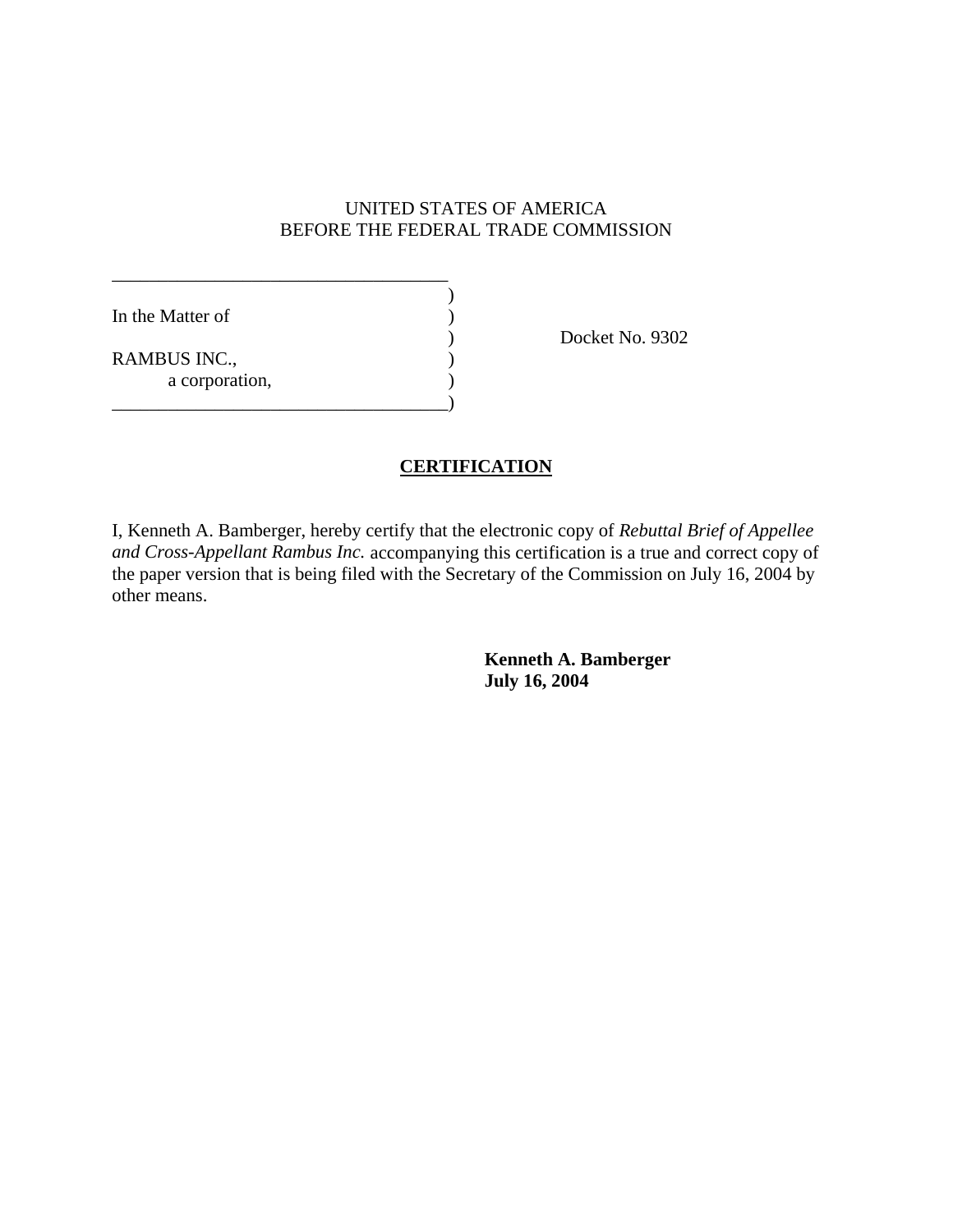UNITED STATES OF AMERICA
BEFORE THE FEDERAL TRADE COMMISSION

| | | |
|---|---|---|
| In the Matter of | ) | |
| | ) | Docket No. 9302 |
| RAMBUS INC., | ) | |
| a corporation, | ) | |

## CERTIFICATION

I, Kenneth A. Bamberger, hereby certify that the electronic copy of *Rebuttal Brief of Appellee and Cross-Appellant Rambus Inc.* accompanying this certification is a true and correct copy of the paper version that is being filed with the Secretary of the Commission on July 16, 2004 by other means.

**Kenneth A. Bamberger**
**July 16, 2004**